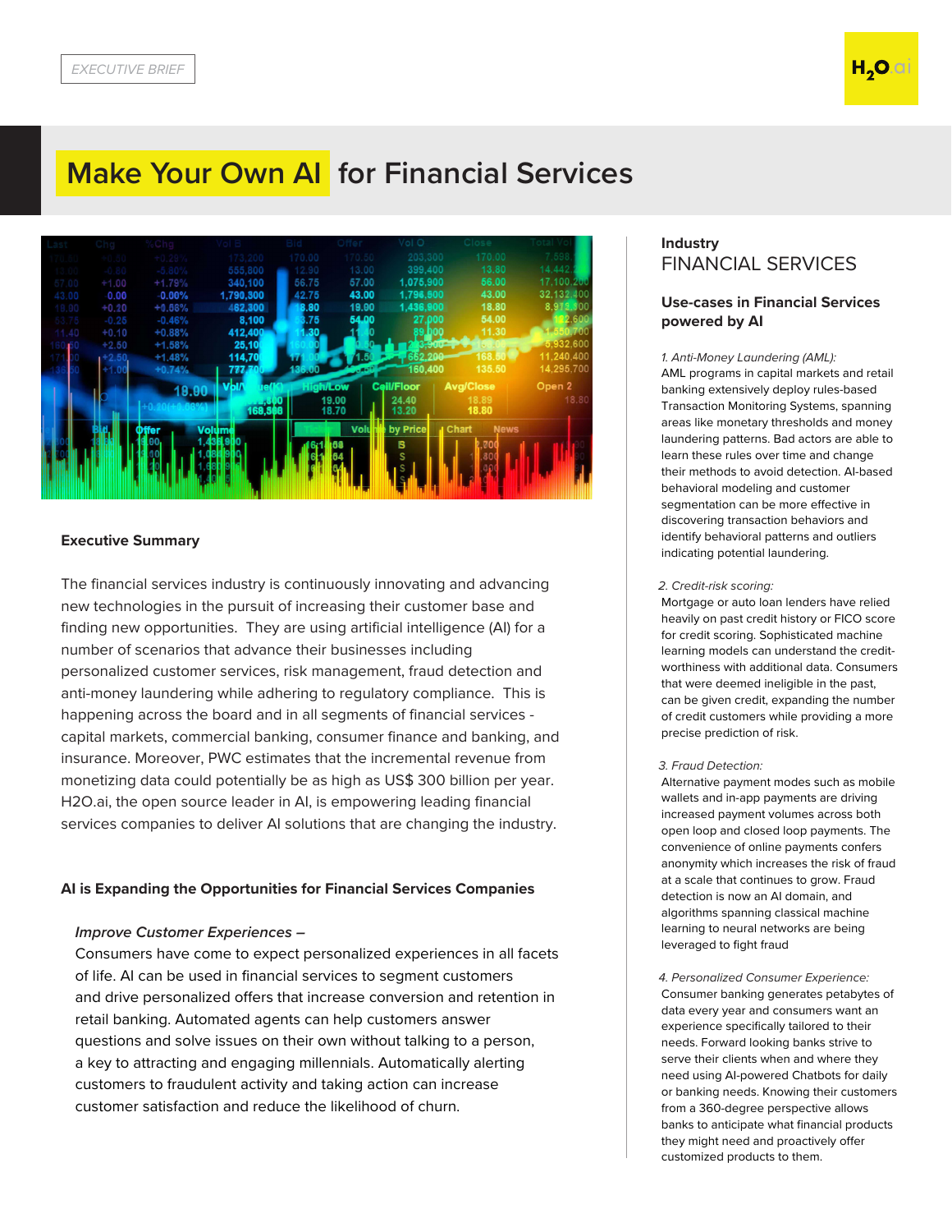EXECUTIVE BRIEF

# Make Your Own AI for Financial Services

### Executive Summary

The financial services industry is continuously innovating and advancing new technologies in the pursuit of increasing their customer base and finding new opportunities. They are using artificial intelligence (AI) for a number of scenarios that advance their businesses including personalized customer services, risk management, fraud detection and anti-money laundering while adhering to regulatory compliance. This is happening across the board and in all segments of financial services - capital markets, commercial banking, consumer finance and banking, and insurance. Moreover, PWC estimates that the incremental revenue from monetizing data could potentially be as high as US$ 300 billion per year. H2O.ai, the open source leader in AI, is empowering leading financial services companies to deliver AI solutions that are changing the industry.

### AI is Expanding the Opportunities for Financial Services Companies

*Improve Customer Experiences –*
Consumers have come to expect personalized experiences in all facets of life. AI can be used in financial services to segment customers and drive personalized offers that increase conversion and retention in retail banking. Automated agents can help customers answer questions and solve issues on their own without talking to a person, a key to attracting and engaging millennials. Automatically alerting customers to fraudulent activity and taking action can increase customer satisfaction and reduce the likelihood of churn.

**Industry**
FINANCIAL SERVICES

**Use-cases in Financial Services powered by AI**

*1. Anti-Money Laundering (AML):*
AML programs in capital markets and retail banking extensively deploy rules-based Transaction Monitoring Systems, spanning areas like monetary thresholds and money laundering patterns. Bad actors are able to learn these rules over time and change their methods to avoid detection. AI-based behavioral modeling and customer segmentation can be more effective in discovering transaction behaviors and identify behavioral patterns and outliers indicating potential laundering.

*2. Credit-risk scoring:*
Mortgage or auto loan lenders have relied heavily on past credit history or FICO score for credit scoring. Sophisticated machine learning models can understand the credit-worthiness with additional data. Consumers that were deemed ineligible in the past, can be given credit, expanding the number of credit customers while providing a more precise prediction of risk.

*3. Fraud Detection:*
Alternative payment modes such as mobile wallets and in-app payments are driving increased payment volumes across both open loop and closed loop payments. The convenience of online payments confers anonymity which increases the risk of fraud at a scale that continues to grow. Fraud detection is now an AI domain, and algorithms spanning classical machine learning to neural networks are being leveraged to fight fraud

*4. Personalized Consumer Experience:*
Consumer banking generates petabytes of data every year and consumers want an experience specifically tailored to their needs. Forward looking banks strive to serve their clients when and where they need using AI-powered Chatbots for daily or banking needs. Knowing their customers from a 360-degree perspective allows banks to anticipate what financial products they might need and proactively offer customized products to them.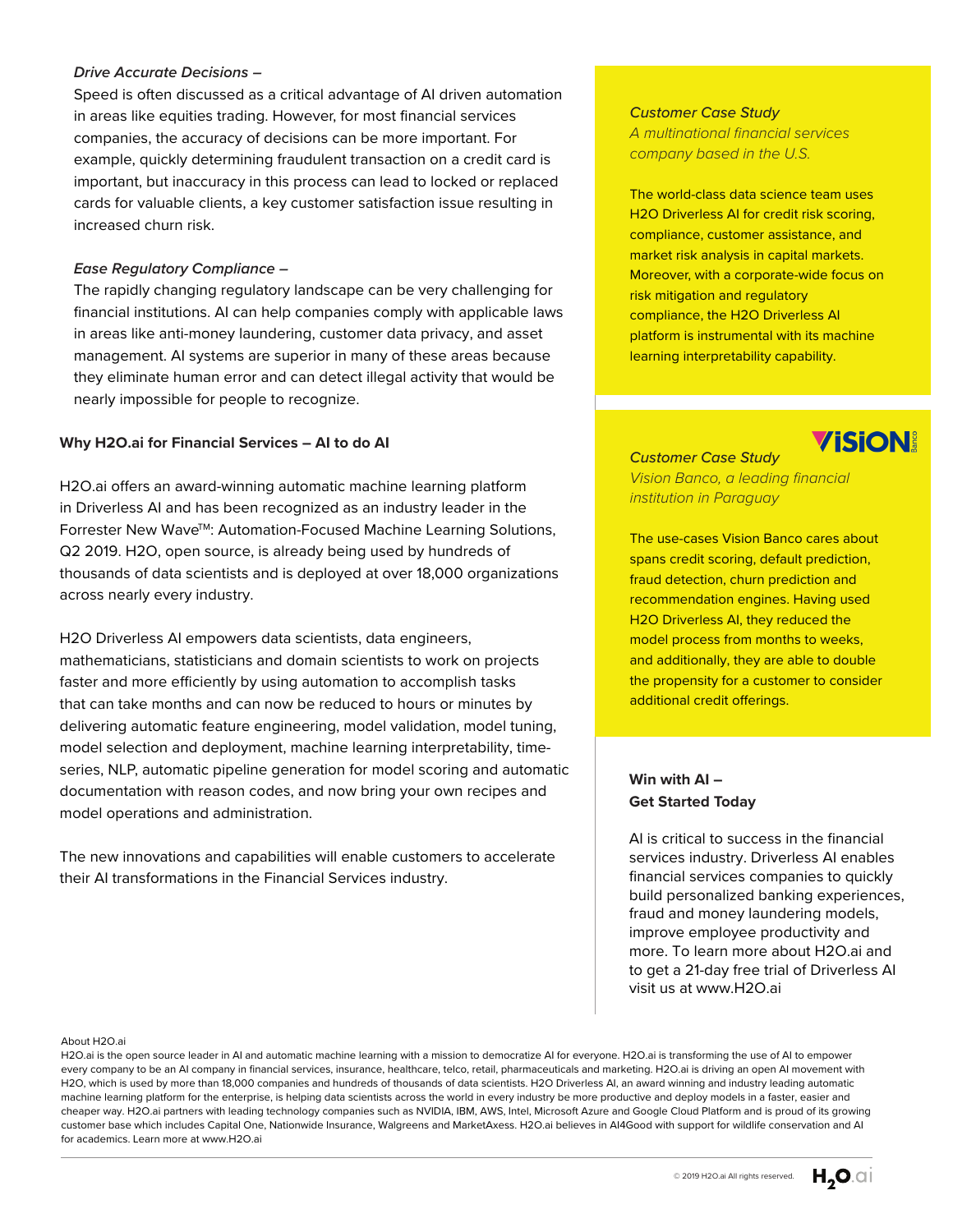***Drive Accurate Decisions –***

Speed is often discussed as a critical advantage of AI driven automation in areas like equities trading. However, for most financial services companies, the accuracy of decisions can be more important. For example, quickly determining fraudulent transaction on a credit card is important, but inaccuracy in this process can lead to locked or replaced cards for valuable clients, a key customer satisfaction issue resulting in increased churn risk.

***Ease Regulatory Compliance –***

The rapidly changing regulatory landscape can be very challenging for financial institutions. AI can help companies comply with applicable laws in areas like anti-money laundering, customer data privacy, and asset management. AI systems are superior in many of these areas because they eliminate human error and can detect illegal activity that would be nearly impossible for people to recognize.

**Why H2O.ai for Financial Services – AI to do AI**

H2O.ai offers an award-winning automatic machine learning platform in Driverless AI and has been recognized as an industry leader in the Forrester New Wave™: Automation-Focused Machine Learning Solutions, Q2 2019. H2O, open source, is already being used by hundreds of thousands of data scientists and is deployed at over 18,000 organizations across nearly every industry.

H2O Driverless AI empowers data scientists, data engineers, mathematicians, statisticians and domain scientists to work on projects faster and more efficiently by using automation to accomplish tasks that can take months and can now be reduced to hours or minutes by delivering automatic feature engineering, model validation, model tuning, model selection and deployment, machine learning interpretability, time-series, NLP, automatic pipeline generation for model scoring and automatic documentation with reason codes, and now bring your own recipes and model operations and administration.

The new innovations and capabilities will enable customers to accelerate their AI transformations in the Financial Services industry.

***Customer Case Study***

*A multinational financial services company based in the U.S.*

The world-class data science team uses H2O Driverless AI for credit risk scoring, compliance, customer assistance, and market risk analysis in capital markets. Moreover, with a corporate-wide focus on risk mitigation and regulatory compliance, the H2O Driverless AI platform is instrumental with its machine learning interpretability capability.

***Customer Case Study***

*Vision Banco, a leading financial institution in Paraguay*

The use-cases Vision Banco cares about spans credit scoring, default prediction, fraud detection, churn prediction and recommendation engines. Having used H2O Driverless AI, they reduced the model process from months to weeks, and additionally, they are able to double the propensity for a customer to consider additional credit offerings.

**Win with AI – Get Started Today**

AI is critical to success in the financial services industry. Driverless AI enables financial services companies to quickly build personalized banking experiences, fraud and money laundering models, improve employee productivity and more. To learn more about H2O.ai and to get a 21-day free trial of Driverless AI visit us at www.H2O.ai

About H2O.ai

H2O.ai is the open source leader in AI and automatic machine learning with a mission to democratize AI for everyone. H2O.ai is transforming the use of AI to empower every company to be an AI company in financial services, insurance, healthcare, telco, retail, pharmaceuticals and marketing. H2O.ai is driving an open AI movement with H2O, which is used by more than 18,000 companies and hundreds of thousands of data scientists. H2O Driverless AI, an award winning and industry leading automatic machine learning platform for the enterprise, is helping data scientists across the world in every industry be more productive and deploy models in a faster, easier and cheaper way. H2O.ai partners with leading technology companies such as NVIDIA, IBM, AWS, Intel, Microsoft Azure and Google Cloud Platform and is proud of its growing customer base which includes Capital One, Nationwide Insurance, Walgreens and MarketAxess. H2O.ai believes in AI4Good with support for wildlife conservation and AI for academics. Learn more at www.H2O.ai

© 2019 H2O.ai All rights reserved.